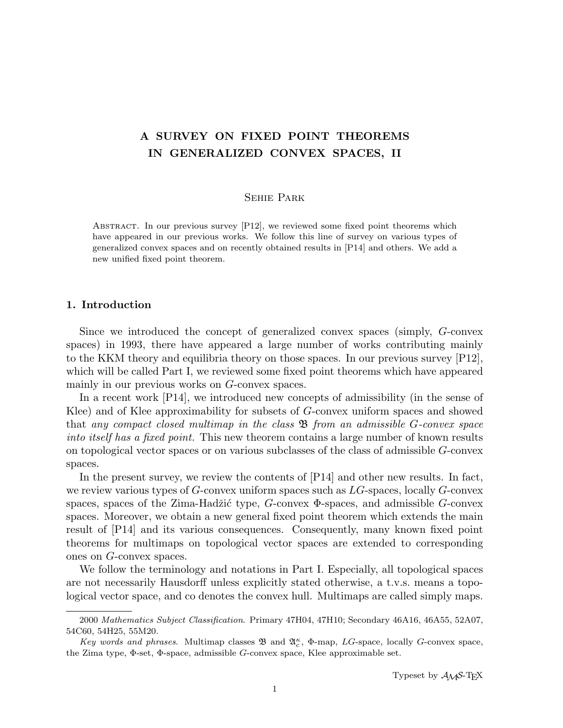# A SURVEY ON FIXED POINT THEOREMS IN GENERALIZED CONVEX SPACES, II

Sehie Park

Abstract. In our previous survey [P12], we reviewed some fixed point theorems which have appeared in our previous works. We follow this line of survey on various types of generalized convex spaces and on recently obtained results in [P14] and others. We add a new unified fixed point theorem.

## 1. Introduction

Since we introduced the concept of generalized convex spaces (simply, $G$-convex spaces) in 1993, there have appeared a large number of works contributing mainly to the KKM theory and equilibria theory on those spaces. In our previous survey [P12], which will be called Part I, we reviewed some fixed point theorems which have appeared mainly in our previous works on $G$-convex spaces.

In a recent work [P14], we introduced new concepts of admissibility (in the sense of Klee) and of Klee approximability for subsets of $G$-convex uniform spaces and showed that *any compact closed multimap in the class* $\mathfrak{B}$ *from an admissible* $G$*-convex space into itself has a fixed point.* This new theorem contains a large number of known results on topological vector spaces or on various subclasses of the class of admissible $G$-convex spaces.

In the present survey, we review the contents of [P14] and other new results. In fact, we review various types of $G$-convex uniform spaces such as $LG$-spaces, locally $G$-convex spaces, spaces of the Zima-Hadžić type, $G$-convex $\Phi$-spaces, and admissible $G$-convex spaces. Moreover, we obtain a new general fixed point theorem which extends the main result of [P14] and its various consequences. Consequently, many known fixed point theorems for multimaps on topological vector spaces are extended to corresponding ones on $G$-convex spaces.

We follow the terminology and notations in Part I. Especially, all topological spaces are not necessarily Hausdorff unless explicitly stated otherwise, a t.v.s. means a topological vector space, and co denotes the convex hull. Multimaps are called simply maps.

---

2000 *Mathematics Subject Classification*. Primary 47H04, 47H10; Secondary 46A16, 46A55, 52A07, 54C60, 54H25, 55M20.

*Key words and phrases*. Multimap classes $\mathfrak{B}$ and $\mathfrak{A}_c^{\kappa}$, $\Phi$-map, $LG$-space, locally $G$-convex space, the Zima type, $\Phi$-set, $\Phi$-space, admissible $G$-convex space, Klee approximable set.

Typeset by $\mathcal{A}\mathcal{M}\mathcal{S}$-TEX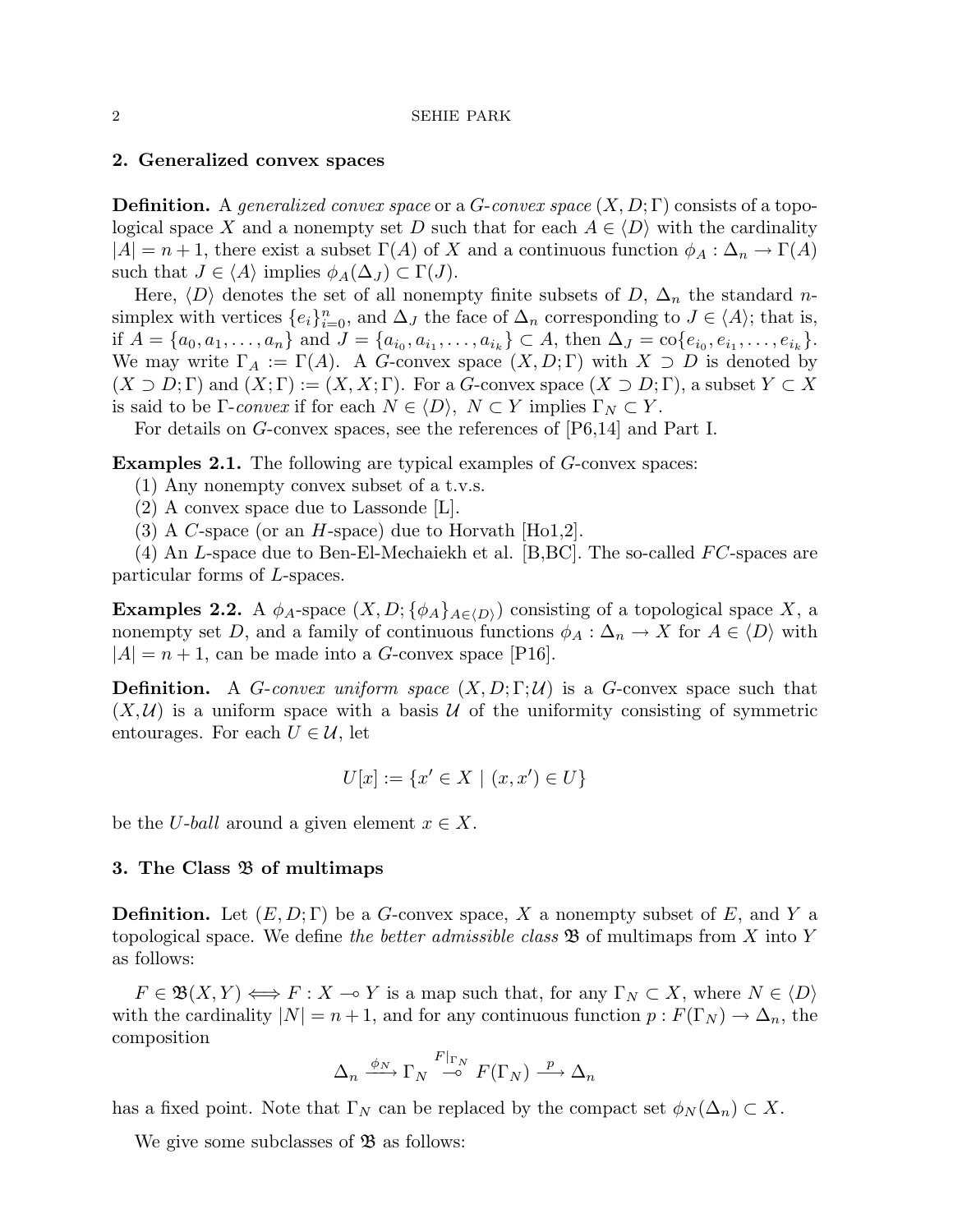## 2. Generalized convex spaces

**Definition.** A *generalized convex space* or a *G-convex space* $(X, D; \Gamma)$ consists of a topological space $X$ and a nonempty set $D$ such that for each $A \in \langle D \rangle$ with the cardinality $|A| = n+1$, there exist a subset $\Gamma(A)$ of $X$ and a continuous function $\phi_A : \Delta_n \to \Gamma(A)$ such that $J \in \langle A \rangle$ implies $\phi_A(\Delta_J) \subset \Gamma(J)$.

Here, $\langle D \rangle$ denotes the set of all nonempty finite subsets of $D$, $\Delta_n$ the standard $n$-simplex with vertices $\{e_i\}_{i=0}^n$, and $\Delta_J$ the face of $\Delta_n$ corresponding to $J \in \langle A \rangle$; that is, if $A = \{a_0, a_1, \ldots, a_n\}$ and $J = \{a_{i_0}, a_{i_1}, \ldots, a_{i_k}\} \subset A$, then $\Delta_J = \mathrm{co}\{e_{i_0}, e_{i_1}, \ldots, e_{i_k}\}$. We may write $\Gamma_A := \Gamma(A)$. A $G$-convex space $(X, D; \Gamma)$ with $X \supset D$ is denoted by $(X \supset D; \Gamma)$ and $(X; \Gamma) := (X, X; \Gamma)$. For a $G$-convex space $(X \supset D; \Gamma)$, a subset $Y \subset X$ is said to be $\Gamma$-*convex* if for each $N \in \langle D \rangle$, $N \subset Y$ implies $\Gamma_N \subset Y$.

For details on $G$-convex spaces, see the references of [P6,14] and Part I.

**Examples 2.1.** The following are typical examples of $G$-convex spaces:

(1) Any nonempty convex subset of a t.v.s.

(2) A convex space due to Lassonde [L].

(3) A $C$-space (or an $H$-space) due to Horvath [Ho1,2].

(4) An $L$-space due to Ben-El-Mechaiekh et al. [B,BC]. The so-called $FC$-spaces are particular forms of $L$-spaces.

**Examples 2.2.** A $\phi_A$-space $(X, D; \{\phi_A\}_{A \in \langle D \rangle})$ consisting of a topological space $X$, a nonempty set $D$, and a family of continuous functions $\phi_A : \Delta_n \to X$ for $A \in \langle D \rangle$ with $|A| = n+1$, can be made into a $G$-convex space [P16].

**Definition.** A *G-convex uniform space* $(X, D; \Gamma; \mathcal{U})$ is a $G$-convex space such that $(X, \mathcal{U})$ is a uniform space with a basis $\mathcal{U}$ of the uniformity consisting of symmetric entourages. For each $U \in \mathcal{U}$, let

$$U[x] := \{x' \in X \mid (x, x') \in U\}$$

be the *U-ball* around a given element $x \in X$.

## 3. The Class $\mathfrak{B}$ of multimaps

**Definition.** Let $(E, D; \Gamma)$ be a $G$-convex space, $X$ a nonempty subset of $E$, and $Y$ a topological space. We define *the better admissible class* $\mathfrak{B}$ of multimaps from $X$ into $Y$ as follows:

$F \in \mathfrak{B}(X, Y) \iff F : X \multimap Y$ is a map such that, for any $\Gamma_N \subset X$, where $N \in \langle D \rangle$ with the cardinality $|N| = n+1$, and for any continuous function $p : F(\Gamma_N) \to \Delta_n$, the composition

$$\Delta_n \xrightarrow{\phi_N} \Gamma_N \overset{F|_{\Gamma_N}}{\multimap} F(\Gamma_N) \xrightarrow{p} \Delta_n$$

has a fixed point. Note that $\Gamma_N$ can be replaced by the compact set $\phi_N(\Delta_n) \subset X$.

We give some subclasses of $\mathfrak{B}$ as follows: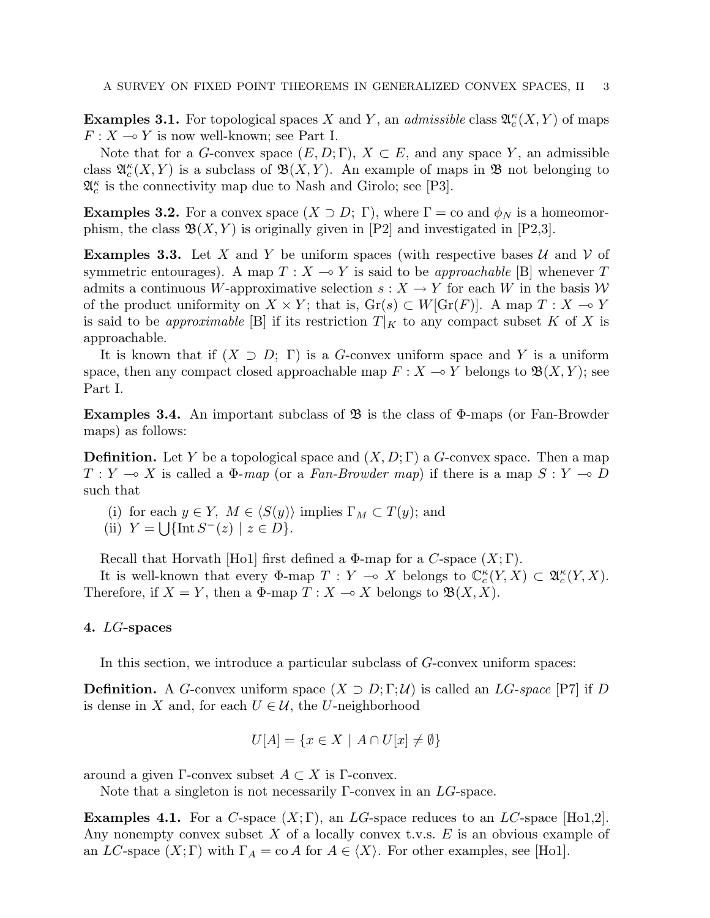**Examples 3.1.** For topological spaces $X$ and $Y$, an *admissible* class $\mathfrak{A}_c^\kappa(X, Y)$ of maps $F : X \multimap Y$ is now well-known; see Part I.

Note that for a $G$-convex space $(E, D; \Gamma)$, $X \subset E$, and any space $Y$, an admissible class $\mathfrak{A}_c^\kappa(X, Y)$ is a subclass of $\mathfrak{B}(X, Y)$. An example of maps in $\mathfrak{B}$ not belonging to $\mathfrak{A}_c^\kappa$ is the connectivity map due to Nash and Girolo; see [P3].

**Examples 3.2.** For a convex space $(X \supset D;\ \Gamma)$, where $\Gamma = \mathrm{co}$ and $\phi_N$ is a homeomorphism, the class $\mathfrak{B}(X, Y)$ is originally given in [P2] and investigated in [P2,3].

**Examples 3.3.** Let $X$ and $Y$ be uniform spaces (with respective bases $\mathcal{U}$ and $\mathcal{V}$ of symmetric entourages). A map $T : X \multimap Y$ is said to be *approachable* [B] whenever $T$ admits a continuous $W$-approximative selection $s : X \to Y$ for each $W$ in the basis $\mathcal{W}$ of the product uniformity on $X \times Y$; that is, $\mathrm{Gr}(s) \subset W[\mathrm{Gr}(F)]$. A map $T : X \multimap Y$ is said to be *approximable* [B] if its restriction $T|_K$ to any compact subset $K$ of $X$ is approachable.

It is known that if $(X \supset D;\ \Gamma)$ is a $G$-convex uniform space and $Y$ is a uniform space, then any compact closed approachable map $F : X \multimap Y$ belongs to $\mathfrak{B}(X, Y)$; see Part I.

**Examples 3.4.** An important subclass of $\mathfrak{B}$ is the class of $\Phi$-maps (or Fan-Browder maps) as follows:

**Definition.** Let $Y$ be a topological space and $(X, D; \Gamma)$ a $G$-convex space. Then a map $T : Y \multimap X$ is called a *$\Phi$-map* (or a *Fan-Browder map*) if there is a map $S : Y \multimap D$ such that

(i) for each $y \in Y$, $M \in \langle S(y) \rangle$ implies $\Gamma_M \subset T(y)$; and
(ii) $Y = \bigcup \{\mathrm{Int}\, S^-(z) \mid z \in D\}$.

Recall that Horvath [Ho1] first defined a $\Phi$-map for a $C$-space $(X; \Gamma)$.

It is well-known that every $\Phi$-map $T : Y \multimap X$ belongs to $\mathbb{C}_c^\kappa(Y, X) \subset \mathfrak{A}_c^\kappa(Y, X)$. Therefore, if $X = Y$, then a $\Phi$-map $T : X \multimap X$ belongs to $\mathfrak{B}(X, X)$.

## 4. $LG$-spaces

In this section, we introduce a particular subclass of $G$-convex uniform spaces:

**Definition.** A $G$-convex uniform space $(X \supset D; \Gamma; \mathcal{U})$ is called an *$LG$-space* [P7] if $D$ is dense in $X$ and, for each $U \in \mathcal{U}$, the $U$-neighborhood

$$U[A] = \{x \in X \mid A \cap U[x] \neq \emptyset\}$$

around a given $\Gamma$-convex subset $A \subset X$ is $\Gamma$-convex.

Note that a singleton is not necessarily $\Gamma$-convex in an $LG$-space.

**Examples 4.1.** For a $C$-space $(X; \Gamma)$, an $LG$-space reduces to an $LC$-space [Ho1,2]. Any nonempty convex subset $X$ of a locally convex t.v.s. $E$ is an obvious example of an $LC$-space $(X; \Gamma)$ with $\Gamma_A = \mathrm{co}\, A$ for $A \in \langle X \rangle$. For other examples, see [Ho1].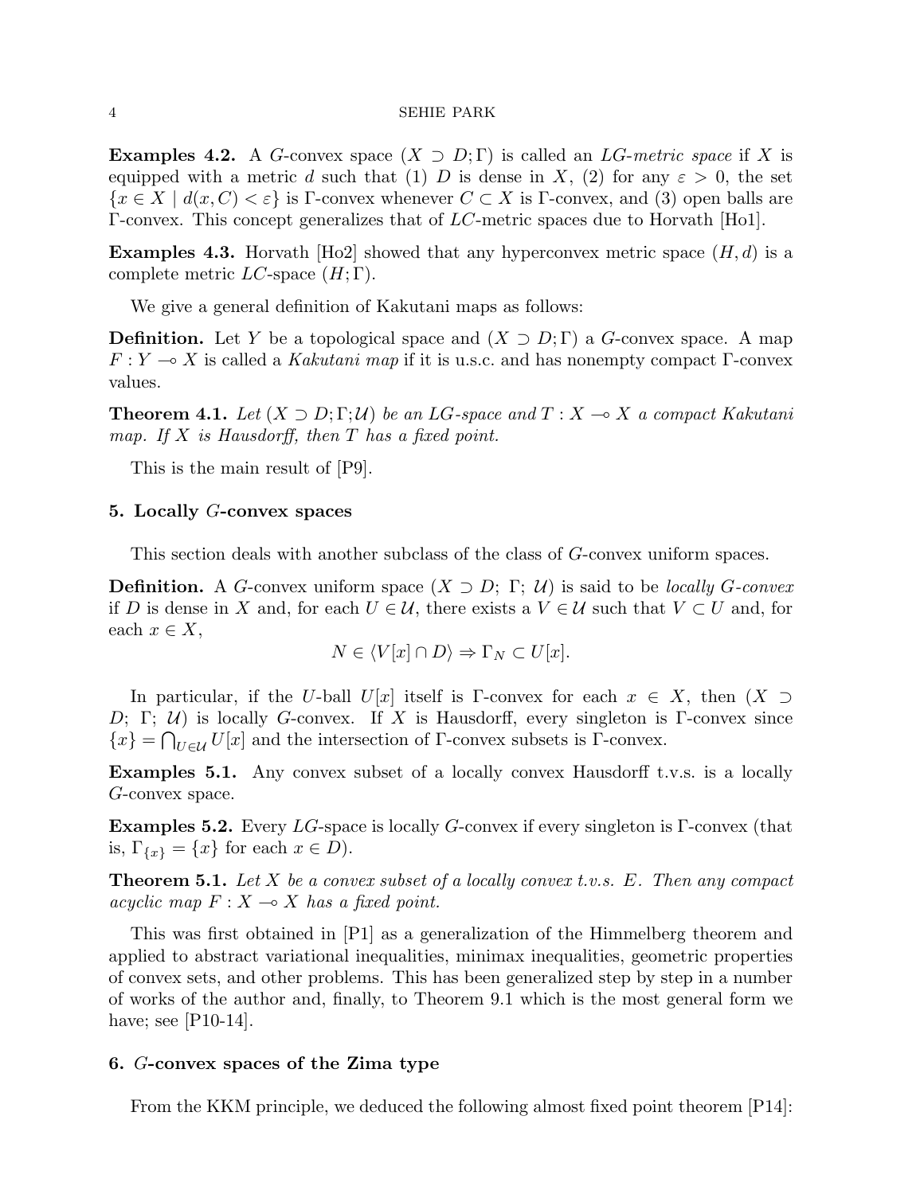**Examples 4.2.** A $G$-convex space $(X \supset D; \Gamma)$ is called an *LG-metric space* if $X$ is equipped with a metric $d$ such that (1) $D$ is dense in $X$, (2) for any $\varepsilon > 0$, the set $\{x \in X \mid d(x, C) < \varepsilon\}$ is $\Gamma$-convex whenever $C \subset X$ is $\Gamma$-convex, and (3) open balls are $\Gamma$-convex. This concept generalizes that of $LC$-metric spaces due to Horvath [Ho1].

**Examples 4.3.** Horvath [Ho2] showed that any hyperconvex metric space $(H, d)$ is a complete metric $LC$-space $(H; \Gamma)$.

We give a general definition of Kakutani maps as follows:

**Definition.** Let $Y$ be a topological space and $(X \supset D; \Gamma)$ a $G$-convex space. A map $F : Y \multimap X$ is called a *Kakutani map* if it is u.s.c. and has nonempty compact $\Gamma$-convex values.

**Theorem 4.1.** *Let $(X \supset D; \Gamma; \mathcal{U})$ be an LG-space and $T : X \multimap X$ a compact Kakutani map. If $X$ is Hausdorff, then $T$ has a fixed point.*

This is the main result of [P9].

## 5. Locally $G$-convex spaces

This section deals with another subclass of the class of $G$-convex uniform spaces.

**Definition.** A $G$-convex uniform space $(X \supset D;\ \Gamma;\ \mathcal{U})$ is said to be *locally $G$-convex* if $D$ is dense in $X$ and, for each $U \in \mathcal{U}$, there exists a $V \in \mathcal{U}$ such that $V \subset U$ and, for each $x \in X$,

$$N \in \langle V[x] \cap D \rangle \Rightarrow \Gamma_N \subset U[x].$$

In particular, if the $U$-ball $U[x]$ itself is $\Gamma$-convex for each $x \in X$, then $(X \supset D;\ \Gamma;\ \mathcal{U})$ is locally $G$-convex. If $X$ is Hausdorff, every singleton is $\Gamma$-convex since $\{x\} = \bigcap_{U \in \mathcal{U}} U[x]$ and the intersection of $\Gamma$-convex subsets is $\Gamma$-convex.

**Examples 5.1.** Any convex subset of a locally convex Hausdorff t.v.s. is a locally $G$-convex space.

**Examples 5.2.** Every $LG$-space is locally $G$-convex if every singleton is $\Gamma$-convex (that is, $\Gamma_{\{x\}} = \{x\}$ for each $x \in D$).

**Theorem 5.1.** *Let $X$ be a convex subset of a locally convex t.v.s. $E$. Then any compact acyclic map $F : X \multimap X$ has a fixed point.*

This was first obtained in [P1] as a generalization of the Himmelberg theorem and applied to abstract variational inequalities, minimax inequalities, geometric properties of convex sets, and other problems. This has been generalized step by step in a number of works of the author and, finally, to Theorem 9.1 which is the most general form we have; see [P10-14].

## 6. $G$-convex spaces of the Zima type

From the KKM principle, we deduced the following almost fixed point theorem [P14]: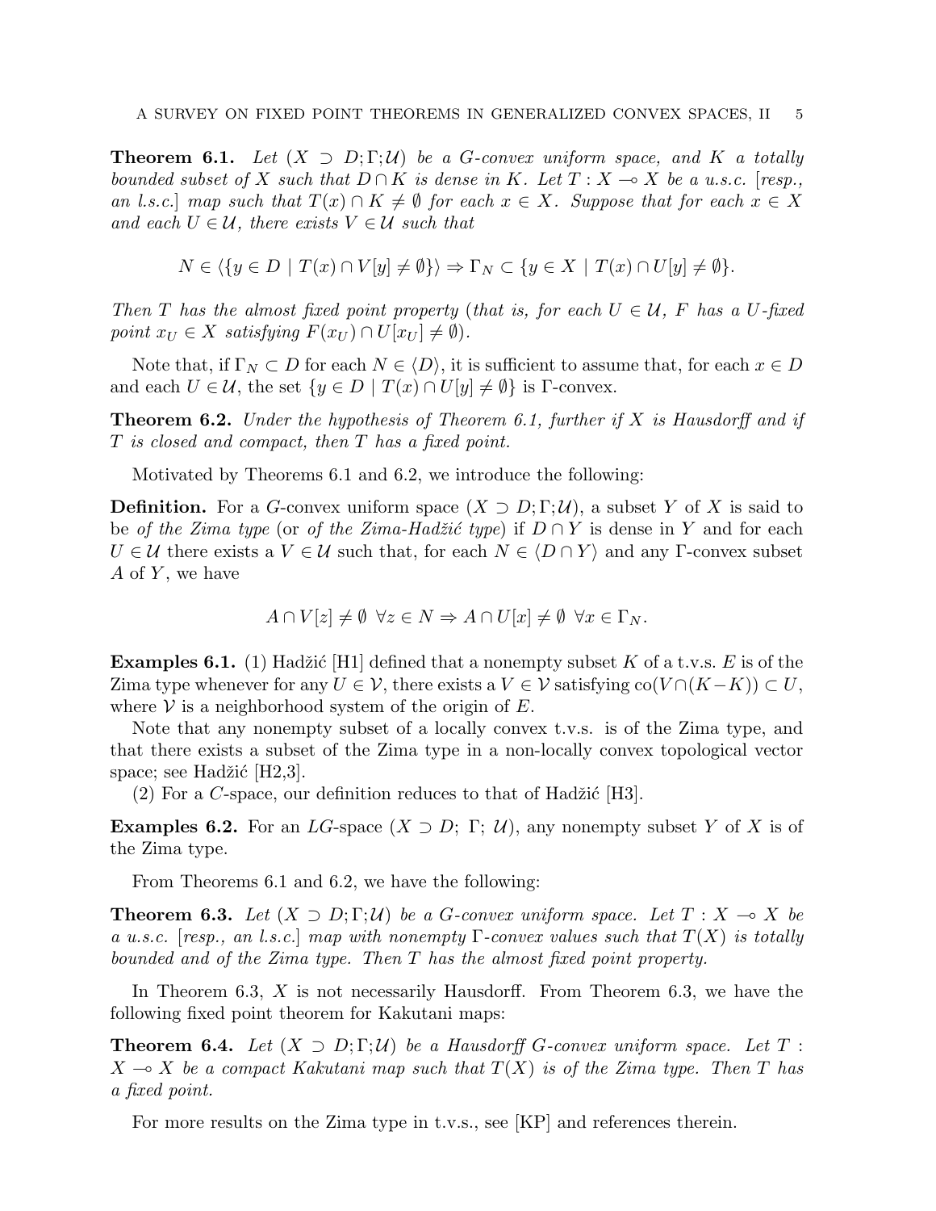**Theorem 6.1.** *Let $(X \supset D; \Gamma; \mathcal{U})$ be a G-convex uniform space, and $K$ a totally bounded subset of $X$ such that $D \cap K$ is dense in $K$. Let $T : X \multimap X$ be a u.s.c. [resp., an l.s.c.] map such that $T(x) \cap K \neq \emptyset$ for each $x \in X$. Suppose that for each $x \in X$ and each $U \in \mathcal{U}$, there exists $V \in \mathcal{U}$ such that*

$$N \in \langle \{y \in D \mid T(x) \cap V[y] \neq \emptyset\} \rangle \Rightarrow \Gamma_N \subset \{y \in X \mid T(x) \cap U[y] \neq \emptyset\}.$$

*Then $T$ has the almost fixed point property (that is, for each $U \in \mathcal{U}$, $F$ has a $U$-fixed point $x_U \in X$ satisfying $F(x_U) \cap U[x_U] \neq \emptyset$).*

Note that, if $\Gamma_N \subset D$ for each $N \in \langle D \rangle$, it is sufficient to assume that, for each $x \in D$ and each $U \in \mathcal{U}$, the set $\{y \in D \mid T(x) \cap U[y] \neq \emptyset\}$ is $\Gamma$-convex.

**Theorem 6.2.** *Under the hypothesis of Theorem 6.1, further if $X$ is Hausdorff and if $T$ is closed and compact, then $T$ has a fixed point.*

Motivated by Theorems 6.1 and 6.2, we introduce the following:

**Definition.** For a $G$-convex uniform space $(X \supset D; \Gamma; \mathcal{U})$, a subset $Y$ of $X$ is said to be *of the Zima type* (or *of the Zima-Hadžić type*) if $D \cap Y$ is dense in $Y$ and for each $U \in \mathcal{U}$ there exists a $V \in \mathcal{U}$ such that, for each $N \in \langle D \cap Y \rangle$ and any $\Gamma$-convex subset $A$ of $Y$, we have

$$A \cap V[z] \neq \emptyset \ \ \forall z \in N \Rightarrow A \cap U[x] \neq \emptyset \ \ \forall x \in \Gamma_N.$$

**Examples 6.1.** (1) Hadžić [H1] defined that a nonempty subset $K$ of a t.v.s. $E$ is of the Zima type whenever for any $U \in \mathcal{V}$, there exists a $V \in \mathcal{V}$ satisfying $\mathrm{co}(V \cap (K - K)) \subset U$, where $\mathcal{V}$ is a neighborhood system of the origin of $E$.

Note that any nonempty subset of a locally convex t.v.s. is of the Zima type, and that there exists a subset of the Zima type in a non-locally convex topological vector space; see Hadžić [H2,3].

(2) For a $C$-space, our definition reduces to that of Hadžić [H3].

**Examples 6.2.** For an $LG$-space $(X \supset D;\ \Gamma;\ \mathcal{U})$, any nonempty subset $Y$ of $X$ is of the Zima type.

From Theorems 6.1 and 6.2, we have the following:

**Theorem 6.3.** *Let $(X \supset D; \Gamma; \mathcal{U})$ be a G-convex uniform space. Let $T : X \multimap X$ be a u.s.c. [resp., an l.s.c.] map with nonempty $\Gamma$-convex values such that $T(X)$ is totally bounded and of the Zima type. Then $T$ has the almost fixed point property.*

In Theorem 6.3, $X$ is not necessarily Hausdorff. From Theorem 6.3, we have the following fixed point theorem for Kakutani maps:

**Theorem 6.4.** *Let $(X \supset D; \Gamma; \mathcal{U})$ be a Hausdorff G-convex uniform space. Let $T : X \multimap X$ be a compact Kakutani map such that $T(X)$ is of the Zima type. Then $T$ has a fixed point.*

For more results on the Zima type in t.v.s., see [KP] and references therein.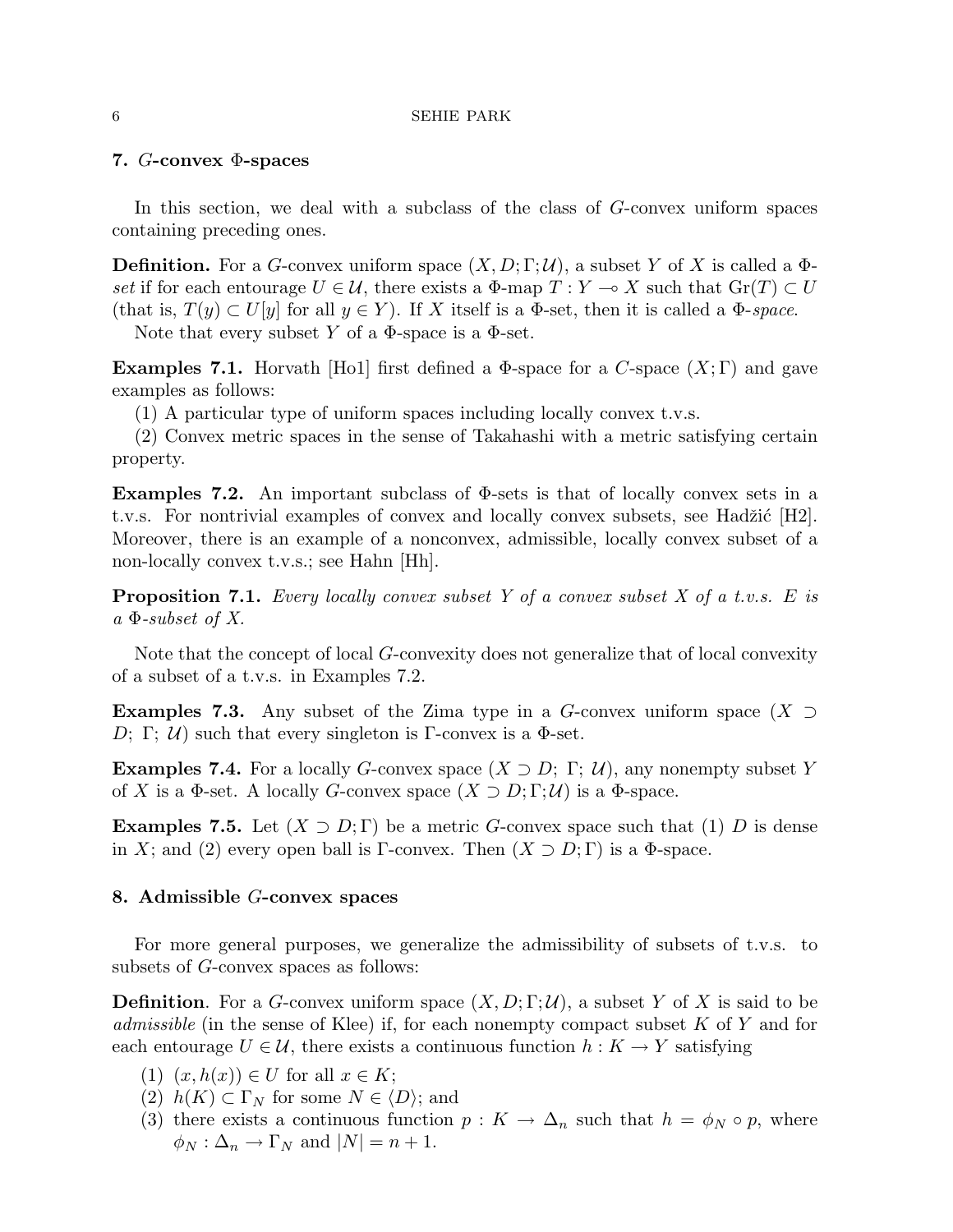## 7. $G$-convex $\Phi$-spaces

In this section, we deal with a subclass of the class of $G$-convex uniform spaces containing preceding ones.

**Definition.** For a $G$-convex uniform space $(X, D; \Gamma; \mathcal{U})$, a subset $Y$ of $X$ is called a $\Phi$-*set* if for each entourage $U \in \mathcal{U}$, there exists a $\Phi$-map $T : Y \multimap X$ such that $\mathrm{Gr}(T) \subset U$ (that is, $T(y) \subset U[y]$ for all $y \in Y$). If $X$ itself is a $\Phi$-set, then it is called a $\Phi$-*space*.

Note that every subset $Y$ of a $\Phi$-space is a $\Phi$-set.

**Examples 7.1.** Horvath [Ho1] first defined a $\Phi$-space for a $C$-space $(X; \Gamma)$ and gave examples as follows:

(1) A particular type of uniform spaces including locally convex t.v.s.

(2) Convex metric spaces in the sense of Takahashi with a metric satisfying certain property.

**Examples 7.2.** An important subclass of $\Phi$-sets is that of locally convex sets in a t.v.s. For nontrivial examples of convex and locally convex subsets, see Hadžić [H2]. Moreover, there is an example of a nonconvex, admissible, locally convex subset of a non-locally convex t.v.s.; see Hahn [Hh].

**Proposition 7.1.** *Every locally convex subset $Y$ of a convex subset $X$ of a t.v.s. $E$ is a $\Phi$-subset of $X$.*

Note that the concept of local $G$-convexity does not generalize that of local convexity of a subset of a t.v.s. in Examples 7.2.

**Examples 7.3.** Any subset of the Zima type in a $G$-convex uniform space $(X \supset D;\ \Gamma;\ \mathcal{U})$ such that every singleton is $\Gamma$-convex is a $\Phi$-set.

**Examples 7.4.** For a locally $G$-convex space $(X \supset D;\ \Gamma;\ \mathcal{U})$, any nonempty subset $Y$ of $X$ is a $\Phi$-set. A locally $G$-convex space $(X \supset D; \Gamma; \mathcal{U})$ is a $\Phi$-space.

**Examples 7.5.** Let $(X \supset D; \Gamma)$ be a metric $G$-convex space such that (1) $D$ is dense in $X$; and (2) every open ball is $\Gamma$-convex. Then $(X \supset D; \Gamma)$ is a $\Phi$-space.

## 8. Admissible $G$-convex spaces

For more general purposes, we generalize the admissibility of subsets of t.v.s. to subsets of $G$-convex spaces as follows:

**Definition**. For a $G$-convex uniform space $(X, D; \Gamma; \mathcal{U})$, a subset $Y$ of $X$ is said to be *admissible* (in the sense of Klee) if, for each nonempty compact subset $K$ of $Y$ and for each entourage $U \in \mathcal{U}$, there exists a continuous function $h : K \to Y$ satisfying

1. $(x, h(x)) \in U$ for all $x \in K$;
2. $h(K) \subset \Gamma_N$ for some $N \in \langle D \rangle$; and
3. there exists a continuous function $p : K \to \Delta_n$ such that $h = \phi_N \circ p$, where $\phi_N : \Delta_n \to \Gamma_N$ and $|N| = n + 1$.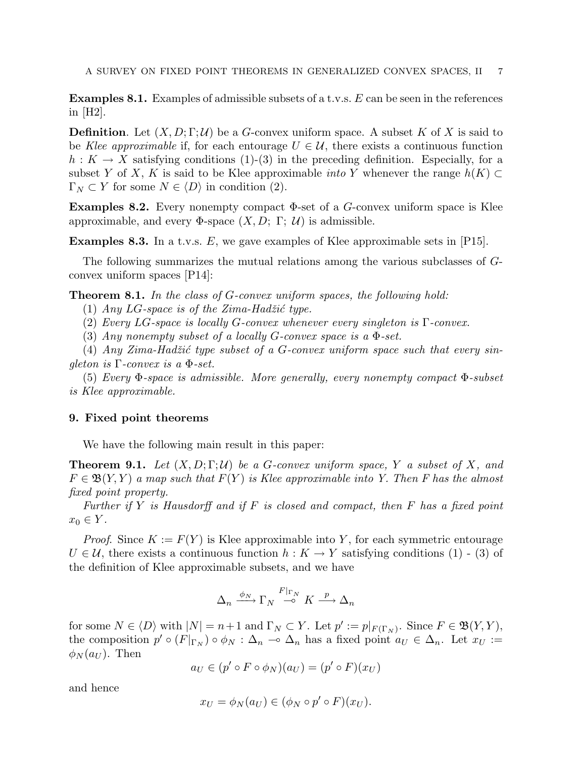**Examples 8.1.** Examples of admissible subsets of a t.v.s. $E$ can be seen in the references in [H2].

**Definition**. Let $(X, D; \Gamma; \mathcal{U})$ be a $G$-convex uniform space. A subset $K$ of $X$ is said to be *Klee approximable* if, for each entourage $U \in \mathcal{U}$, there exists a continuous function $h : K \to X$ satisfying conditions (1)-(3) in the preceding definition. Especially, for a subset $Y$ of $X$, $K$ is said to be Klee approximable *into* $Y$ whenever the range $h(K) \subset \Gamma_N \subset Y$ for some $N \in \langle D \rangle$ in condition (2).

**Examples 8.2.** Every nonempty compact $\Phi$-set of a $G$-convex uniform space is Klee approximable, and every $\Phi$-space $(X, D;\ \Gamma;\ \mathcal{U})$ is admissible.

**Examples 8.3.** In a t.v.s. $E$, we gave examples of Klee approximable sets in [P15].

The following summarizes the mutual relations among the various subclasses of $G$-convex uniform spaces [P14]:

**Theorem 8.1.** *In the class of $G$-convex uniform spaces, the following hold:*

(1) *Any LG-space is of the Zima-Hadžić type.*

(2) *Every LG-space is locally $G$-convex whenever every singleton is $\Gamma$-convex.*

(3) *Any nonempty subset of a locally $G$-convex space is a $\Phi$-set.*

(4) *Any Zima-Hadžić type subset of a $G$-convex uniform space such that every singleton is $\Gamma$-convex is a $\Phi$-set.*

(5) *Every $\Phi$-space is admissible. More generally, every nonempty compact $\Phi$-subset is Klee approximable.*

## 9. Fixed point theorems

We have the following main result in this paper:

**Theorem 9.1.** *Let $(X, D; \Gamma; \mathcal{U})$ be a $G$-convex uniform space, $Y$ a subset of $X$, and $F \in \mathfrak{B}(Y, Y)$ a map such that $F(Y)$ is Klee approximable into $Y$. Then $F$ has the almost fixed point property.*

*Further if $Y$ is Hausdorff and if $F$ is closed and compact, then $F$ has a fixed point $x_0 \in Y$.*

*Proof.* Since $K := F(Y)$ is Klee approximable into $Y$, for each symmetric entourage $U \in \mathcal{U}$, there exists a continuous function $h : K \to Y$ satisfying conditions (1) - (3) of the definition of Klee approximable subsets, and we have

$$\Delta_n \xrightarrow{\phi_N} \Gamma_N \overset{F|_{\Gamma_N}}{\multimap} K \xrightarrow{p} \Delta_n$$

for some $N \in \langle D \rangle$ with $|N| = n+1$ and $\Gamma_N \subset Y$. Let $p' := p|_{F(\Gamma_N)}$. Since $F \in \mathfrak{B}(Y, Y)$, the composition $p' \circ (F|_{\Gamma_N}) \circ \phi_N : \Delta_n \multimap \Delta_n$ has a fixed point $a_U \in \Delta_n$. Let $x_U := \phi_N(a_U)$. Then

$$a_U \in (p' \circ F \circ \phi_N)(a_U) = (p' \circ F)(x_U)$$

and hence

$$x_U = \phi_N(a_U) \in (\phi_N \circ p' \circ F)(x_U).$$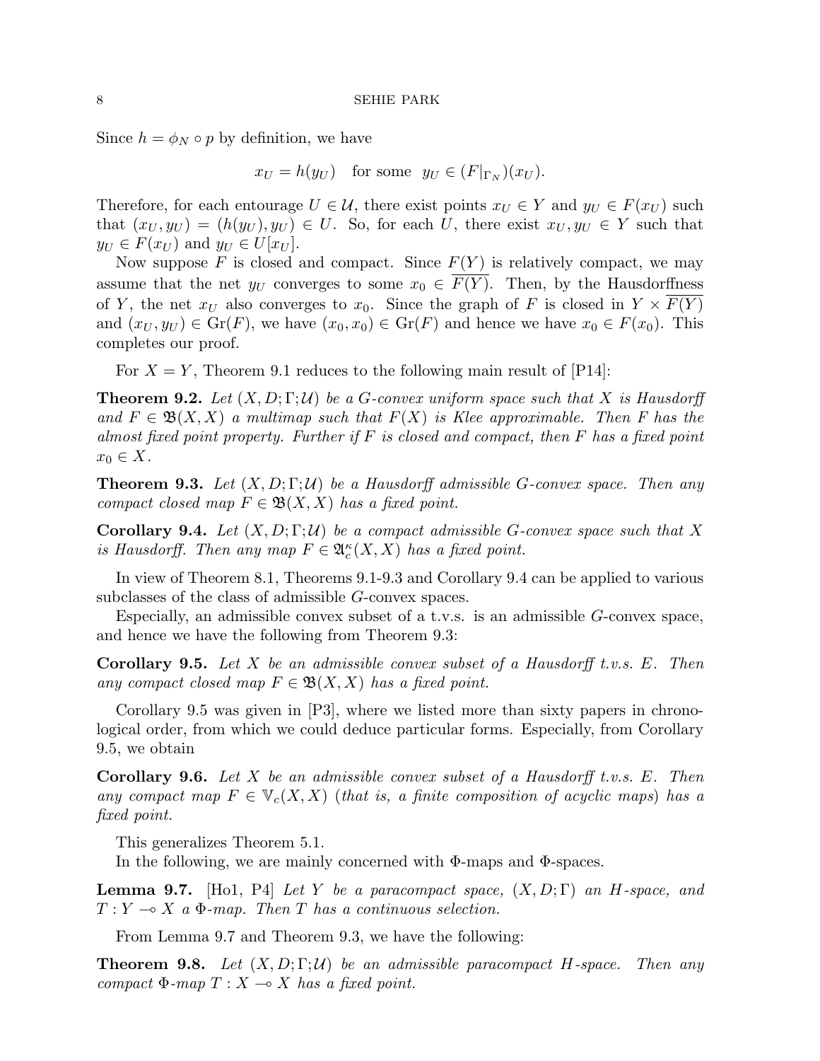Since $h = \phi_N \circ p$ by definition, we have

$$x_U = h(y_U) \quad \text{for some} \quad y_U \in (F|_{\Gamma_N})(x_U).$$

Therefore, for each entourage $U \in \mathcal{U}$, there exist points $x_U \in Y$ and $y_U \in F(x_U)$ such that $(x_U, y_U) = (h(y_U), y_U) \in U$. So, for each $U$, there exist $x_U, y_U \in Y$ such that $y_U \in F(x_U)$ and $y_U \in U[x_U]$.

Now suppose $F$ is closed and compact. Since $F(Y)$ is relatively compact, we may assume that the net $y_U$ converges to some $x_0 \in \overline{F(Y)}$. Then, by the Hausdorffness of $Y$, the net $x_U$ also converges to $x_0$. Since the graph of $F$ is closed in $Y \times \overline{F(Y)}$ and $(x_U, y_U) \in \mathrm{Gr}(F)$, we have $(x_0, x_0) \in \mathrm{Gr}(F)$ and hence we have $x_0 \in F(x_0)$. This completes our proof.

For $X = Y$, Theorem 9.1 reduces to the following main result of [P14]:

**Theorem 9.2.** *Let $(X, D; \Gamma; \mathcal{U})$ be a $G$-convex uniform space such that $X$ is Hausdorff and $F \in \mathfrak{B}(X, X)$ a multimap such that $F(X)$ is Klee approximable. Then $F$ has the almost fixed point property. Further if $F$ is closed and compact, then $F$ has a fixed point $x_0 \in X$.*

**Theorem 9.3.** *Let $(X, D; \Gamma; \mathcal{U})$ be a Hausdorff admissible $G$-convex space. Then any compact closed map $F \in \mathfrak{B}(X, X)$ has a fixed point.*

**Corollary 9.4.** *Let $(X, D; \Gamma; \mathcal{U})$ be a compact admissible $G$-convex space such that $X$ is Hausdorff. Then any map $F \in \mathfrak{A}_c^\kappa(X, X)$ has a fixed point.*

In view of Theorem 8.1, Theorems 9.1-9.3 and Corollary 9.4 can be applied to various subclasses of the class of admissible $G$-convex spaces.

Especially, an admissible convex subset of a t.v.s. is an admissible $G$-convex space, and hence we have the following from Theorem 9.3:

**Corollary 9.5.** *Let $X$ be an admissible convex subset of a Hausdorff t.v.s. $E$. Then any compact closed map $F \in \mathfrak{B}(X, X)$ has a fixed point.*

Corollary 9.5 was given in [P3], where we listed more than sixty papers in chronological order, from which we could deduce particular forms. Especially, from Corollary 9.5, we obtain

**Corollary 9.6.** *Let $X$ be an admissible convex subset of a Hausdorff t.v.s. $E$. Then any compact map $F \in \mathbb{V}_c(X, X)$ (that is, a finite composition of acyclic maps) has a fixed point.*

This generalizes Theorem 5.1.

In the following, we are mainly concerned with $\Phi$-maps and $\Phi$-spaces.

**Lemma 9.7.** [Ho1, P4] *Let $Y$ be a paracompact space, $(X, D; \Gamma)$ an $H$-space, and $T : Y \multimap X$ a $\Phi$-map. Then $T$ has a continuous selection.*

From Lemma 9.7 and Theorem 9.3, we have the following:

**Theorem 9.8.** *Let $(X, D; \Gamma; \mathcal{U})$ be an admissible paracompact $H$-space. Then any compact $\Phi$-map $T : X \multimap X$ has a fixed point.*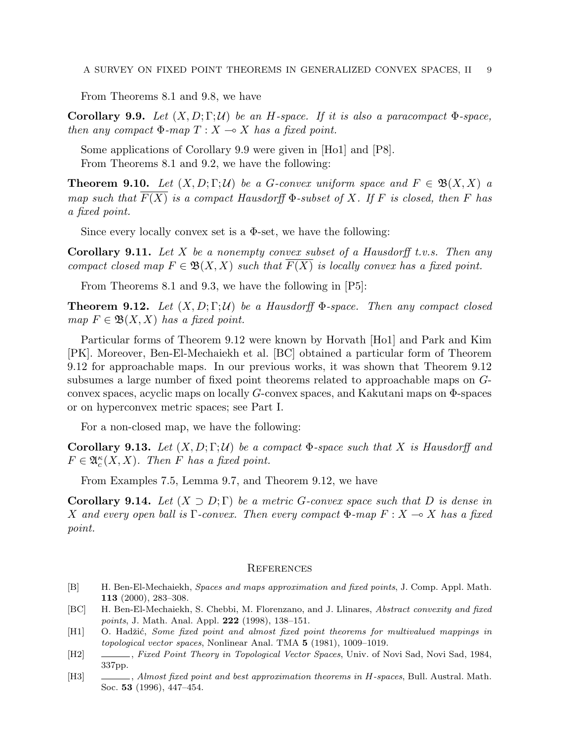From Theorems 8.1 and 9.8, we have

**Corollary 9.9.** *Let $(X, D; \Gamma; \mathcal{U})$ be an $H$-space. If it is also a paracompact $\Phi$-space, then any compact $\Phi$-map $T : X \multimap X$ has a fixed point.*

Some applications of Corollary 9.9 were given in [Ho1] and [P8].

From Theorems 8.1 and 9.2, we have the following:

**Theorem 9.10.** *Let $(X, D; \Gamma; \mathcal{U})$ be a $G$-convex uniform space and $F \in \mathfrak{B}(X, X)$ a map such that $\overline{F(X)}$ is a compact Hausdorff $\Phi$-subset of $X$. If $F$ is closed, then $F$ has a fixed point.*

Since every locally convex set is a $\Phi$-set, we have the following:

**Corollary 9.11.** *Let $X$ be a nonempty convex subset of a Hausdorff t.v.s. Then any compact closed map $F \in \mathfrak{B}(X, X)$ such that $\overline{F(X)}$ is locally convex has a fixed point.*

From Theorems 8.1 and 9.3, we have the following in [P5]:

**Theorem 9.12.** *Let $(X, D; \Gamma; \mathcal{U})$ be a Hausdorff $\Phi$-space. Then any compact closed map $F \in \mathfrak{B}(X, X)$ has a fixed point.*

Particular forms of Theorem 9.12 were known by Horvath [Ho1] and Park and Kim [PK]. Moreover, Ben-El-Mechaiekh et al. [BC] obtained a particular form of Theorem 9.12 for approachable maps. In our previous works, it was shown that Theorem 9.12 subsumes a large number of fixed point theorems related to approachable maps on $G$-convex spaces, acyclic maps on locally $G$-convex spaces, and Kakutani maps on $\Phi$-spaces or on hyperconvex metric spaces; see Part I.

For a non-closed map, we have the following:

**Corollary 9.13.** *Let $(X, D; \Gamma; \mathcal{U})$ be a compact $\Phi$-space such that $X$ is Hausdorff and $F \in \mathfrak{A}_c^\kappa(X, X)$. Then $F$ has a fixed point.*

From Examples 7.5, Lemma 9.7, and Theorem 9.12, we have

**Corollary 9.14.** *Let $(X \supset D; \Gamma)$ be a metric $G$-convex space such that $D$ is dense in $X$ and every open ball is $\Gamma$-convex. Then every compact $\Phi$-map $F : X \multimap X$ has a fixed point.*

## References

[B] H. Ben-El-Mechaiekh, *Spaces and maps approximation and fixed points*, J. Comp. Appl. Math. **113** (2000), 283–308.

[BC] H. Ben-El-Mechaiekh, S. Chebbi, M. Florenzano, and J. Llinares, *Abstract convexity and fixed points*, J. Math. Anal. Appl. **222** (1998), 138–151.

[H1] O. Hadžić, *Some fixed point and almost fixed point theorems for multivalued mappings in topological vector spaces*, Nonlinear Anal. TMA **5** (1981), 1009–1019.

[H2] ———, *Fixed Point Theory in Topological Vector Spaces*, Univ. of Novi Sad, Novi Sad, 1984, 337pp.

[H3] ———, *Almost fixed point and best approximation theorems in H-spaces*, Bull. Austral. Math. Soc. **53** (1996), 447–454.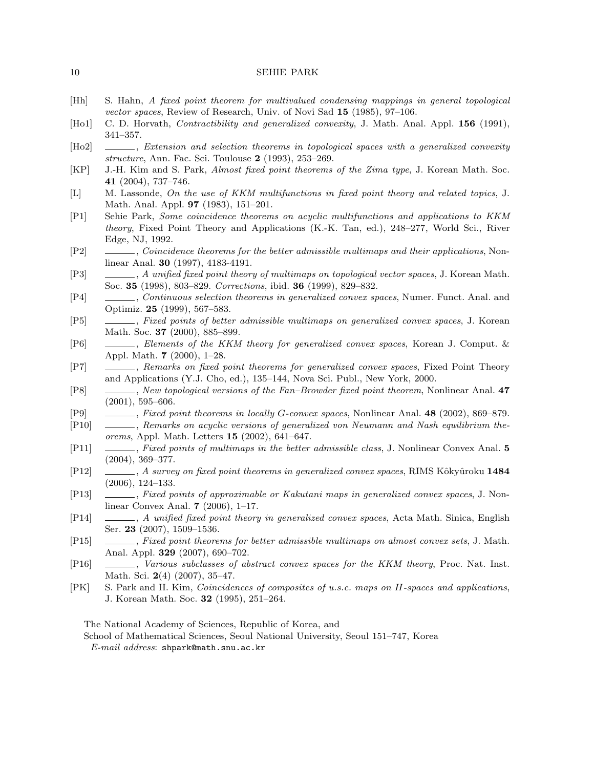[Hh] S. Hahn, *A fixed point theorem for multivalued condensing mappings in general topological vector spaces*, Review of Research, Univ. of Novi Sad **15** (1985), 97–106.

[Ho1] C. D. Horvath, *Contractibility and generalized convexity*, J. Math. Anal. Appl. **156** (1991), 341–357.

[Ho2] ______, *Extension and selection theorems in topological spaces with a generalized convexity structure*, Ann. Fac. Sci. Toulouse **2** (1993), 253–269.

[KP] J.-H. Kim and S. Park, *Almost fixed point theorems of the Zima type*, J. Korean Math. Soc. **41** (2004), 737–746.

[L] M. Lassonde, *On the use of KKM multifunctions in fixed point theory and related topics*, J. Math. Anal. Appl. **97** (1983), 151–201.

[P1] Sehie Park, *Some coincidence theorems on acyclic multifunctions and applications to KKM theory*, Fixed Point Theory and Applications (K.-K. Tan, ed.), 248–277, World Sci., River Edge, NJ, 1992.

[P2] ______, *Coincidence theorems for the better admissible multimaps and their applications*, Nonlinear Anal. **30** (1997), 4183-4191.

[P3] ______, *A unified fixed point theory of multimaps on topological vector spaces*, J. Korean Math. Soc. **35** (1998), 803–829. *Corrections*, ibid. **36** (1999), 829–832.

[P4] ______, *Continuous selection theorems in generalized convex spaces*, Numer. Funct. Anal. and Optimiz. **25** (1999), 567–583.

[P5] ______, *Fixed points of better admissible multimaps on generalized convex spaces*, J. Korean Math. Soc. **37** (2000), 885–899.

[P6] ______, *Elements of the KKM theory for generalized convex spaces*, Korean J. Comput. & Appl. Math. **7** (2000), 1–28.

[P7] ______, *Remarks on fixed point theorems for generalized convex spaces*, Fixed Point Theory and Applications (Y.J. Cho, ed.), 135–144, Nova Sci. Publ., New York, 2000.

[P8] ______, *New topological versions of the Fan–Browder fixed point theorem*, Nonlinear Anal. **47** (2001), 595–606.

[P9] ______, *Fixed point theorems in locally G-convex spaces*, Nonlinear Anal. **48** (2002), 869–879.

[P10] ______, *Remarks on acyclic versions of generalized von Neumann and Nash equilibrium theorems*, Appl. Math. Letters **15** (2002), 641–647.

[P11] ______, *Fixed points of multimaps in the better admissible class*, J. Nonlinear Convex Anal. **5** (2004), 369–377.

[P12] ______, *A survey on fixed point theorems in generalized convex spaces*, RIMS Kôkyûroku **1484** (2006), 124–133.

[P13] ______, *Fixed points of approximable or Kakutani maps in generalized convex spaces*, J. Nonlinear Convex Anal. **7** (2006), 1–17.

[P14] ______, *A unified fixed point theory in generalized convex spaces*, Acta Math. Sinica, English Ser. **23** (2007), 1509–1536.

[P15] ______, *Fixed point theorems for better admissible multimaps on almost convex sets*, J. Math. Anal. Appl. **329** (2007), 690–702.

[P16] ______, *Various subclasses of abstract convex spaces for the KKM theory*, Proc. Nat. Inst. Math. Sci. **2**(4) (2007), 35–47.

[PK] S. Park and H. Kim, *Coincidences of composites of u.s.c. maps on H-spaces and applications*, J. Korean Math. Soc. **32** (1995), 251–264.

The National Academy of Sciences, Republic of Korea, and
School of Mathematical Sciences, Seoul National University, Seoul 151–747, Korea
*E-mail address*: shpark@math.snu.ac.kr